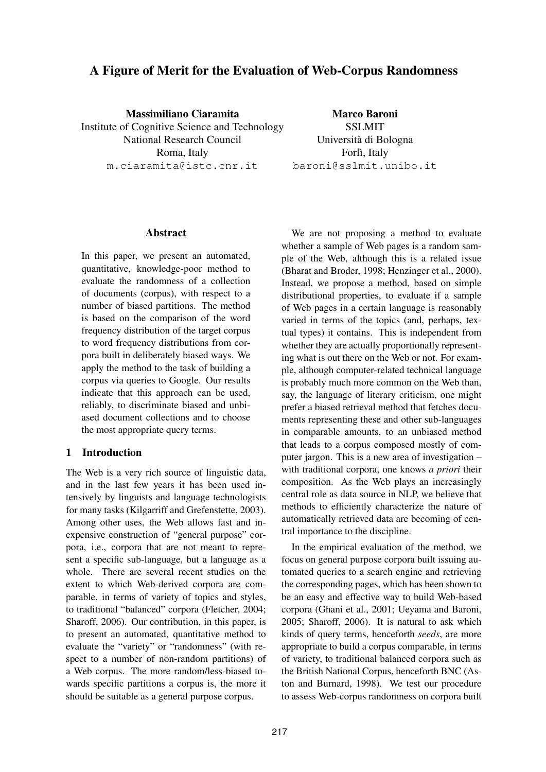# A Figure of Merit for the Evaluation of Web-Corpus Randomness

**Massimiliano Ciaramita**
Institute of Cognitive Science and Technology
National Research Council
Roma, Italy
m.ciaramita@istc.cnr.it

**Marco Baroni**
SSLMIT
Università di Bologna
Forlì, Italy
baroni@sslmit.unibo.it

## Abstract

In this paper, we present an automated, quantitative, knowledge-poor method to evaluate the randomness of a collection of documents (corpus), with respect to a number of biased partitions. The method is based on the comparison of the word frequency distribution of the target corpus to word frequency distributions from corpora built in deliberately biased ways. We apply the method to the task of building a corpus via queries to Google. Our results indicate that this approach can be used, reliably, to discriminate biased and unbiased document collections and to choose the most appropriate query terms.

## 1 Introduction

The Web is a very rich source of linguistic data, and in the last few years it has been used intensively by linguists and language technologists for many tasks (Kilgarriff and Grefenstette, 2003). Among other uses, the Web allows fast and inexpensive construction of "general purpose" corpora, i.e., corpora that are not meant to represent a specific sub-language, but a language as a whole. There are several recent studies on the extent to which Web-derived corpora are comparable, in terms of variety of topics and styles, to traditional "balanced" corpora (Fletcher, 2004; Sharoff, 2006). Our contribution, in this paper, is to present an automated, quantitative method to evaluate the "variety" or "randomness" (with respect to a number of non-random partitions) of a Web corpus. The more random/less-biased towards specific partitions a corpus is, the more it should be suitable as a general purpose corpus.

We are not proposing a method to evaluate whether a sample of Web pages is a random sample of the Web, although this is a related issue (Bharat and Broder, 1998; Henzinger et al., 2000). Instead, we propose a method, based on simple distributional properties, to evaluate if a sample of Web pages in a certain language is reasonably varied in terms of the topics (and, perhaps, textual types) it contains. This is independent from whether they are actually proportionally representing what is out there on the Web or not. For example, although computer-related technical language is probably much more common on the Web than, say, the language of literary criticism, one might prefer a biased retrieval method that fetches documents representing these and other sub-languages in comparable amounts, to an unbiased method that leads to a corpus composed mostly of computer jargon. This is a new area of investigation – with traditional corpora, one knows *a priori* their composition. As the Web plays an increasingly central role as data source in NLP, we believe that methods to efficiently characterize the nature of automatically retrieved data are becoming of central importance to the discipline.

In the empirical evaluation of the method, we focus on general purpose corpora built issuing automated queries to a search engine and retrieving the corresponding pages, which has been shown to be an easy and effective way to build Web-based corpora (Ghani et al., 2001; Ueyama and Baroni, 2005; Sharoff, 2006). It is natural to ask which kinds of query terms, henceforth *seeds*, are more appropriate to build a corpus comparable, in terms of variety, to traditional balanced corpora such as the British National Corpus, henceforth BNC (Aston and Burnard, 1998). We test our procedure to assess Web-corpus randomness on corpora built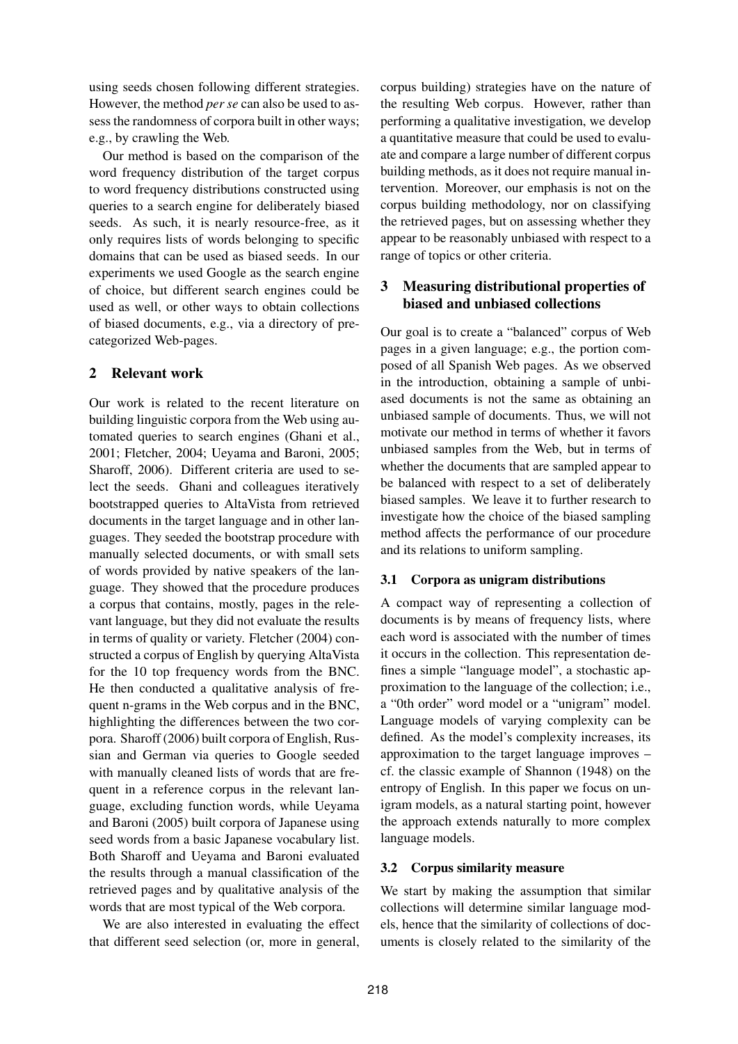using seeds chosen following different strategies. However, the method *per se* can also be used to assess the randomness of corpora built in other ways; e.g., by crawling the Web.

Our method is based on the comparison of the word frequency distribution of the target corpus to word frequency distributions constructed using queries to a search engine for deliberately biased seeds. As such, it is nearly resource-free, as it only requires lists of words belonging to specific domains that can be used as biased seeds. In our experiments we used Google as the search engine of choice, but different search engines could be used as well, or other ways to obtain collections of biased documents, e.g., via a directory of pre-categorized Web-pages.

## 2 Relevant work

Our work is related to the recent literature on building linguistic corpora from the Web using automated queries to search engines (Ghani et al., 2001; Fletcher, 2004; Ueyama and Baroni, 2005; Sharoff, 2006). Different criteria are used to select the seeds. Ghani and colleagues iteratively bootstrapped queries to AltaVista from retrieved documents in the target language and in other languages. They seeded the bootstrap procedure with manually selected documents, or with small sets of words provided by native speakers of the language. They showed that the procedure produces a corpus that contains, mostly, pages in the relevant language, but they did not evaluate the results in terms of quality or variety. Fletcher (2004) constructed a corpus of English by querying AltaVista for the 10 top frequency words from the BNC. He then conducted a qualitative analysis of frequent n-grams in the Web corpus and in the BNC, highlighting the differences between the two corpora. Sharoff (2006) built corpora of English, Russian and German via queries to Google seeded with manually cleaned lists of words that are frequent in a reference corpus in the relevant language, excluding function words, while Ueyama and Baroni (2005) built corpora of Japanese using seed words from a basic Japanese vocabulary list. Both Sharoff and Ueyama and Baroni evaluated the results through a manual classification of the retrieved pages and by qualitative analysis of the words that are most typical of the Web corpora.

We are also interested in evaluating the effect that different seed selection (or, more in general, corpus building) strategies have on the nature of the resulting Web corpus. However, rather than performing a qualitative investigation, we develop a quantitative measure that could be used to evaluate and compare a large number of different corpus building methods, as it does not require manual intervention. Moreover, our emphasis is not on the corpus building methodology, nor on classifying the retrieved pages, but on assessing whether they appear to be reasonably unbiased with respect to a range of topics or other criteria.

## 3 Measuring distributional properties of biased and unbiased collections

Our goal is to create a "balanced" corpus of Web pages in a given language; e.g., the portion composed of all Spanish Web pages. As we observed in the introduction, obtaining a sample of unbiased documents is not the same as obtaining an unbiased sample of documents. Thus, we will not motivate our method in terms of whether it favors unbiased samples from the Web, but in terms of whether the documents that are sampled appear to be balanced with respect to a set of deliberately biased samples. We leave it to further research to investigate how the choice of the biased sampling method affects the performance of our procedure and its relations to uniform sampling.

### 3.1 Corpora as unigram distributions

A compact way of representing a collection of documents is by means of frequency lists, where each word is associated with the number of times it occurs in the collection. This representation defines a simple "language model", a stochastic approximation to the language of the collection; i.e., a "0th order" word model or a "unigram" model. Language models of varying complexity can be defined. As the model's complexity increases, its approximation to the target language improves – cf. the classic example of Shannon (1948) on the entropy of English. In this paper we focus on unigram models, as a natural starting point, however the approach extends naturally to more complex language models.

### 3.2 Corpus similarity measure

We start by making the assumption that similar collections will determine similar language models, hence that the similarity of collections of documents is closely related to the similarity of the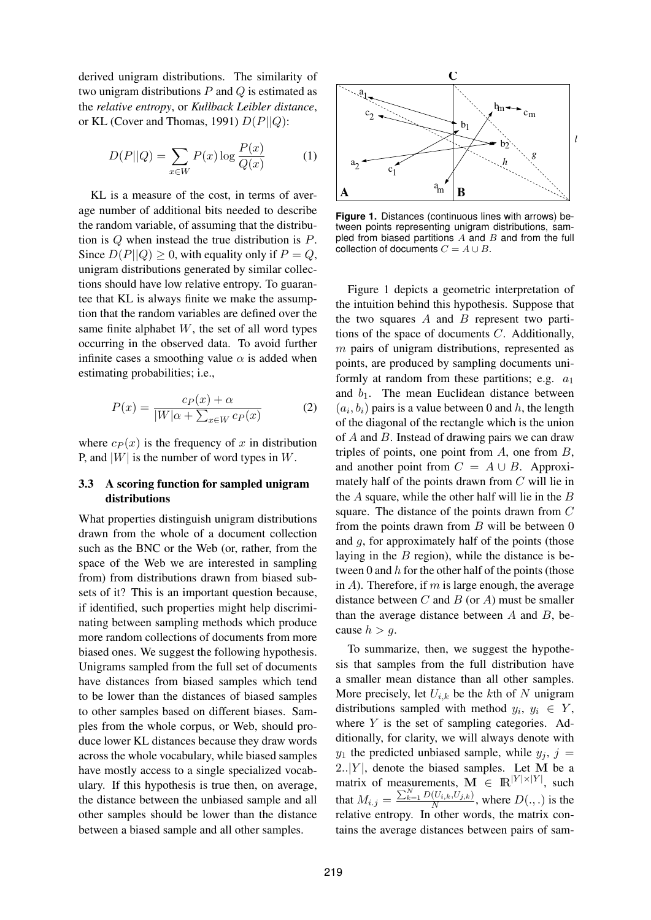derived unigram distributions. The similarity of two unigram distributions $P$ and $Q$ is estimated as the *relative entropy*, or *Kullback Leibler distance*, or KL (Cover and Thomas, 1991) $D(P||Q)$:

$$D(P||Q) = \sum_{x \in W} P(x) \log \frac{P(x)}{Q(x)} \quad (1)$$

KL is a measure of the cost, in terms of average number of additional bits needed to describe the random variable, of assuming that the distribution is $Q$ when instead the true distribution is $P$. Since $D(P||Q) \geq 0$, with equality only if $P = Q$, unigram distributions generated by similar collections should have low relative entropy. To guarantee that KL is always finite we make the assumption that the random variables are defined over the same finite alphabet $W$, the set of all word types occurring in the observed data. To avoid further infinite cases a smoothing value $\alpha$ is added when estimating probabilities; i.e.,

$$P(x) = \frac{c_P(x) + \alpha}{|W|\alpha + \sum_{x \in W} c_P(x)} \quad (2)$$

where $c_P(x)$ is the frequency of $x$ in distribution P, and $|W|$ is the number of word types in $W$.

### 3.3 A scoring function for sampled unigram distributions

What properties distinguish unigram distributions drawn from the whole of a document collection such as the BNC or the Web (or, rather, from the space of the Web we are interested in sampling from) from distributions drawn from biased subsets of it? This is an important question because, if identified, such properties might help discriminating between sampling methods which produce more random collections of documents from more biased ones. We suggest the following hypothesis. Unigrams sampled from the full set of documents have distances from biased samples which tend to be lower than the distances of biased samples to other samples based on different biases. Samples from the whole corpus, or Web, should produce lower KL distances because they draw words across the whole vocabulary, while biased samples have mostly access to a single specialized vocabulary. If this hypothesis is true then, on average, the distance between the unbiased sample and all other samples should be lower than the distance between a biased sample and all other samples.

**Figure 1.** Distances (continuous lines with arrows) between points representing unigram distributions, sampled from biased partitions $A$ and $B$ and from the full collection of documents $C = A \cup B$.

Figure 1 depicts a geometric interpretation of the intuition behind this hypothesis. Suppose that the two squares $A$ and $B$ represent two partitions of the space of documents $C$. Additionally, $m$ pairs of unigram distributions, represented as points, are produced by sampling documents uniformly at random from these partitions; e.g. $a_1$ and $b_1$. The mean Euclidean distance between $(a_i, b_i)$ pairs is a value between 0 and $h$, the length of the diagonal of the rectangle which is the union of $A$ and $B$. Instead of drawing pairs we can draw triples of points, one point from $A$, one from $B$, and another point from $C = A \cup B$. Approximately half of the points drawn from $C$ will lie in the $A$ square, while the other half will lie in the $B$ square. The distance of the points drawn from $C$ from the points drawn from $B$ will be between 0 and $g$, for approximately half of the points (those laying in the $B$ region), while the distance is between 0 and $h$ for the other half of the points (those in $A$). Therefore, if $m$ is large enough, the average distance between $C$ and $B$ (or $A$) must be smaller than the average distance between $A$ and $B$, because $h > g$.

To summarize, then, we suggest the hypothesis that samples from the full distribution have a smaller mean distance than all other samples. More precisely, let $U_{i,k}$ be the $k$th of $N$ unigram distributions sampled with method $y_i$, $y_i \in Y$, where $Y$ is the set of sampling categories. Additionally, for clarity, we will always denote with $y_1$ the predicted unbiased sample, while $y_j$, $j = 2..|Y|$, denote the biased samples. Let $\mathbf{M}$ be a matrix of measurements, $\mathbf{M} \in \mathbb{R}^{|Y| \times |Y|}$, such that $M_{i,j} = \frac{\sum_{k=1}^{N} D(U_{i,k}, U_{j,k})}{N}$, where $D(.,.)$ is the relative entropy. In other words, the matrix contains the average distances between pairs of sam-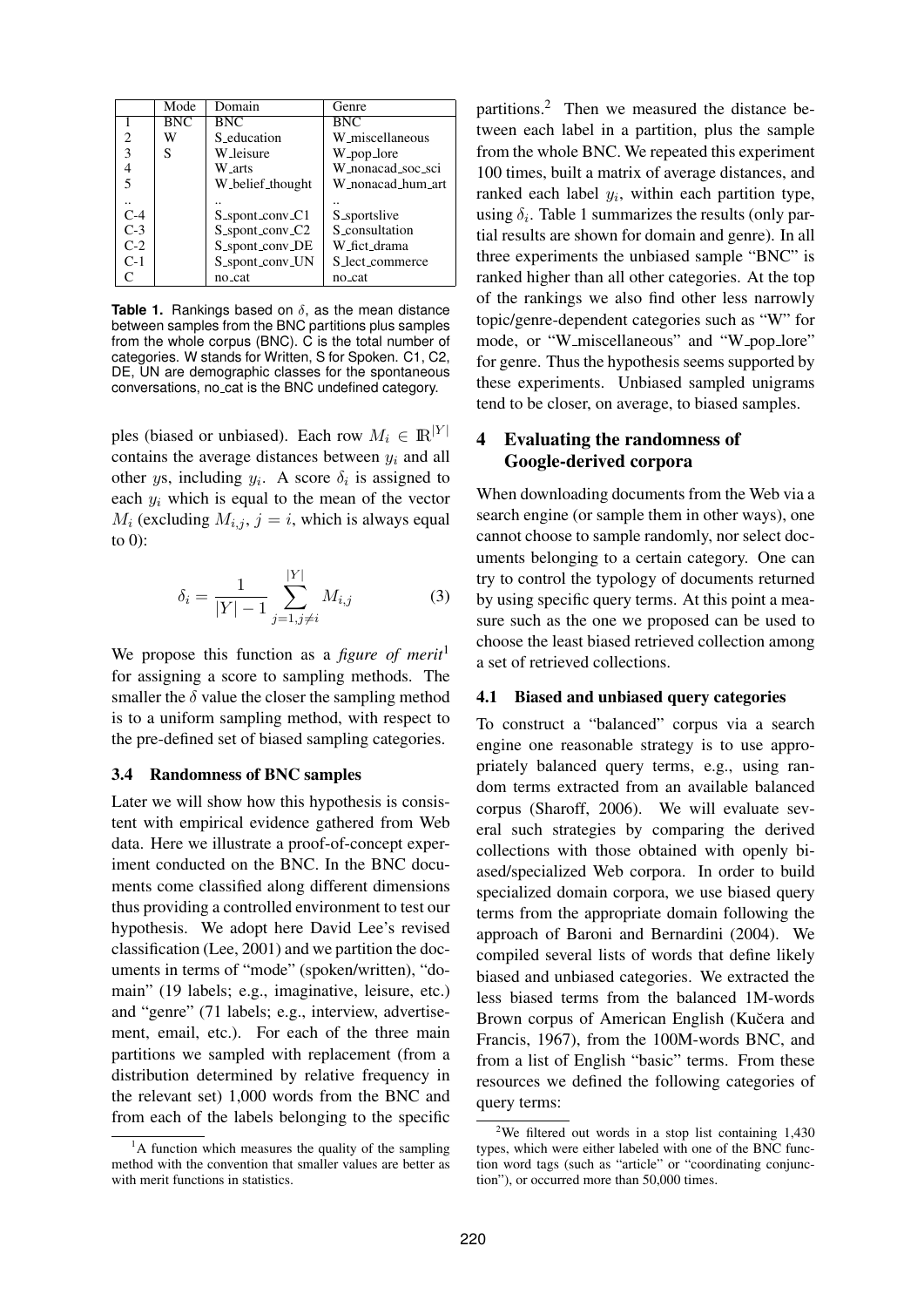|  | Mode | Domain | Genre |
|---|---|---|---|
| 1 | BNC | BNC | BNC |
| 2 | W | S_education | W_miscellaneous |
| 3 | S | W_leisure | W_pop_lore |
| 4 |  | W_arts | W_nonacad_soc_sci |
| 5 |  | W_belief_thought | W_nonacad_hum_art |
| .. |  | .. | .. |
| C-4 |  | S_spont_conv_C1 | S_sportslive |
| C-3 |  | S_spont_conv_C2 | S_consultation |
| C-2 |  | S_spont_conv_DE | W_fict_drama |
| C-1 |  | S_spont_conv_UN | S_lect_commerce |
| C |  | no_cat | no_cat |

**Table 1.** Rankings based on $\delta$, as the mean distance between samples from the BNC partitions plus samples from the whole corpus (BNC). C is the total number of categories. W stands for Written, S for Spoken. C1, C2, DE, UN are demographic classes for the spontaneous conversations, no_cat is the BNC undefined category.

ples (biased or unbiased). Each row $M_i \in \mathbb{R}^{|Y|}$ contains the average distances between $y_i$ and all other $y$s, including $y_i$. A score $\delta_i$ is assigned to each $y_i$ which is equal to the mean of the vector $M_i$ (excluding $M_{i,j}$, $j = i$, which is always equal to 0):

$$\delta_i = \frac{1}{|Y| - 1} \sum_{j=1, j \neq i}^{|Y|} M_{i,j} \qquad (3)$$

We propose this function as a *figure of merit*[1] for assigning a score to sampling methods. The smaller the $\delta$ value the closer the sampling method is to a uniform sampling method, with respect to the pre-defined set of biased sampling categories.

### 3.4 Randomness of BNC samples

Later we will show how this hypothesis is consistent with empirical evidence gathered from Web data. Here we illustrate a proof-of-concept experiment conducted on the BNC. In the BNC documents come classified along different dimensions thus providing a controlled environment to test our hypothesis. We adopt here David Lee's revised classification (Lee, 2001) and we partition the documents in terms of "mode" (spoken/written), "domain" (19 labels; e.g., imaginative, leisure, etc.) and "genre" (71 labels; e.g., interview, advertisement, email, etc.). For each of the three main partitions we sampled with replacement (from a distribution determined by relative frequency in the relevant set) 1,000 words from the BNC and from each of the labels belonging to the specific partitions.[2] Then we measured the distance between each label in a partition, plus the sample from the whole BNC. We repeated this experiment 100 times, built a matrix of average distances, and ranked each label $y_i$, within each partition type, using $\delta_i$. Table 1 summarizes the results (only partial results are shown for domain and genre). In all three experiments the unbiased sample "BNC" is ranked higher than all other categories. At the top of the rankings we also find other less narrowly topic/genre-dependent categories such as "W" for mode, or "W_miscellaneous" and "W_pop_lore" for genre. Thus the hypothesis seems supported by these experiments. Unbiased sampled unigrams tend to be closer, on average, to biased samples.

## 4 Evaluating the randomness of Google-derived corpora

When downloading documents from the Web via a search engine (or sample them in other ways), one cannot choose to sample randomly, nor select documents belonging to a certain category. One can try to control the typology of documents returned by using specific query terms. At this point a measure such as the one we proposed can be used to choose the least biased retrieved collection among a set of retrieved collections.

### 4.1 Biased and unbiased query categories

To construct a "balanced" corpus via a search engine one reasonable strategy is to use appropriately balanced query terms, e.g., using random terms extracted from an available balanced corpus (Sharoff, 2006). We will evaluate several such strategies by comparing the derived collections with those obtained with openly biased/specialized Web corpora. In order to build specialized domain corpora, we use biased query terms from the appropriate domain following the approach of Baroni and Bernardini (2004). We compiled several lists of words that define likely biased and unbiased categories. We extracted the less biased terms from the balanced 1M-words Brown corpus of American English (Kučera and Francis, 1967), from the 100M-words BNC, and from a list of English "basic" terms. From these resources we defined the following categories of query terms:

[1] A function which measures the quality of the sampling method with the convention that smaller values are better as with merit functions in statistics.

[2] We filtered out words in a stop list containing 1,430 types, which were either labeled with one of the BNC function word tags (such as "article" or "coordinating conjunction"), or occurred more than 50,000 times.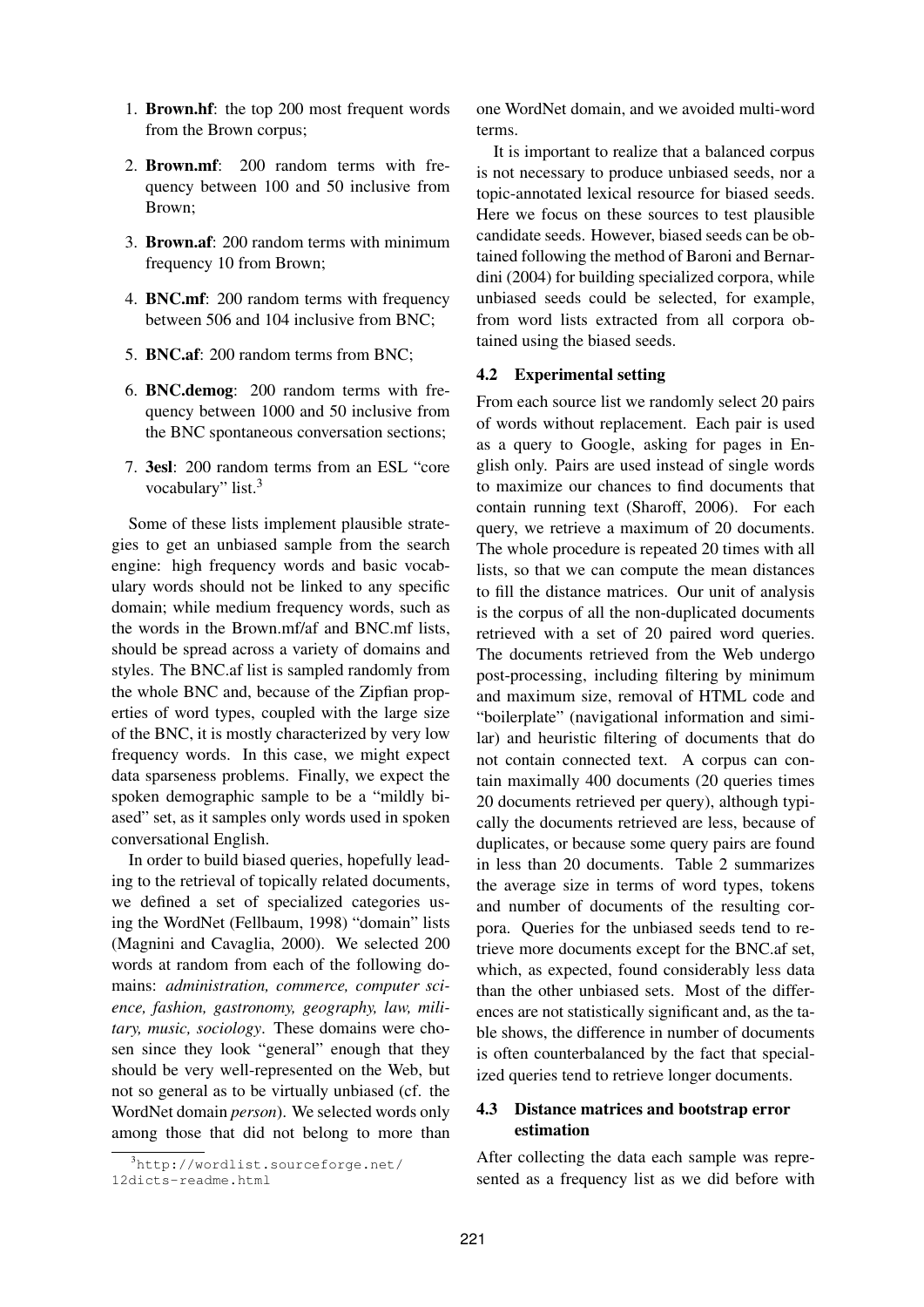1. **Brown.hf**: the top 200 most frequent words from the Brown corpus;
2. **Brown.mf**: 200 random terms with frequency between 100 and 50 inclusive from Brown;
3. **Brown.af**: 200 random terms with minimum frequency 10 from Brown;
4. **BNC.mf**: 200 random terms with frequency between 506 and 104 inclusive from BNC;
5. **BNC.af**: 200 random terms from BNC;
6. **BNC.demog**: 200 random terms with frequency between 1000 and 50 inclusive from the BNC spontaneous conversation sections;
7. **3esl**: 200 random terms from an ESL "core vocabulary" list.[3]

Some of these lists implement plausible strategies to get an unbiased sample from the search engine: high frequency words and basic vocabulary words should not be linked to any specific domain; while medium frequency words, such as the words in the Brown.mf/af and BNC.mf lists, should be spread across a variety of domains and styles. The BNC.af list is sampled randomly from the whole BNC and, because of the Zipfian properties of word types, coupled with the large size of the BNC, it is mostly characterized by very low frequency words. In this case, we might expect data sparseness problems. Finally, we expect the spoken demographic sample to be a "mildly biased" set, as it samples only words used in spoken conversational English.

In order to build biased queries, hopefully leading to the retrieval of topically related documents, we defined a set of specialized categories using the WordNet (Fellbaum, 1998) "domain" lists (Magnini and Cavaglia, 2000). We selected 200 words at random from each of the following domains: *administration, commerce, computer science, fashion, gastronomy, geography, law, military, music, sociology*. These domains were chosen since they look "general" enough that they should be very well-represented on the Web, but not so general as to be virtually unbiased (cf. the WordNet domain *person*). We selected words only among those that did not belong to more than one WordNet domain, and we avoided multi-word terms.

[3] http://wordlist.sourceforge.net/12dicts-readme.html

It is important to realize that a balanced corpus is not necessary to produce unbiased seeds, nor a topic-annotated lexical resource for biased seeds. Here we focus on these sources to test plausible candidate seeds. However, biased seeds can be obtained following the method of Baroni and Bernardini (2004) for building specialized corpora, while unbiased seeds could be selected, for example, from word lists extracted from all corpora obtained using the biased seeds.

### 4.2 Experimental setting

From each source list we randomly select 20 pairs of words without replacement. Each pair is used as a query to Google, asking for pages in English only. Pairs are used instead of single words to maximize our chances to find documents that contain running text (Sharoff, 2006). For each query, we retrieve a maximum of 20 documents. The whole procedure is repeated 20 times with all lists, so that we can compute the mean distances to fill the distance matrices. Our unit of analysis is the corpus of all the non-duplicated documents retrieved with a set of 20 paired word queries. The documents retrieved from the Web undergo post-processing, including filtering by minimum and maximum size, removal of HTML code and "boilerplate" (navigational information and similar) and heuristic filtering of documents that do not contain connected text. A corpus can contain maximally 400 documents (20 queries times 20 documents retrieved per query), although typically the documents retrieved are less, because of duplicates, or because some query pairs are found in less than 20 documents. Table 2 summarizes the average size in terms of word types, tokens and number of documents of the resulting corpora. Queries for the unbiased seeds tend to retrieve more documents except for the BNC.af set, which, as expected, found considerably less data than the other unbiased sets. Most of the differences are not statistically significant and, as the table shows, the difference in number of documents is often counterbalanced by the fact that specialized queries tend to retrieve longer documents.

### 4.3 Distance matrices and bootstrap error estimation

After collecting the data each sample was represented as a frequency list as we did before with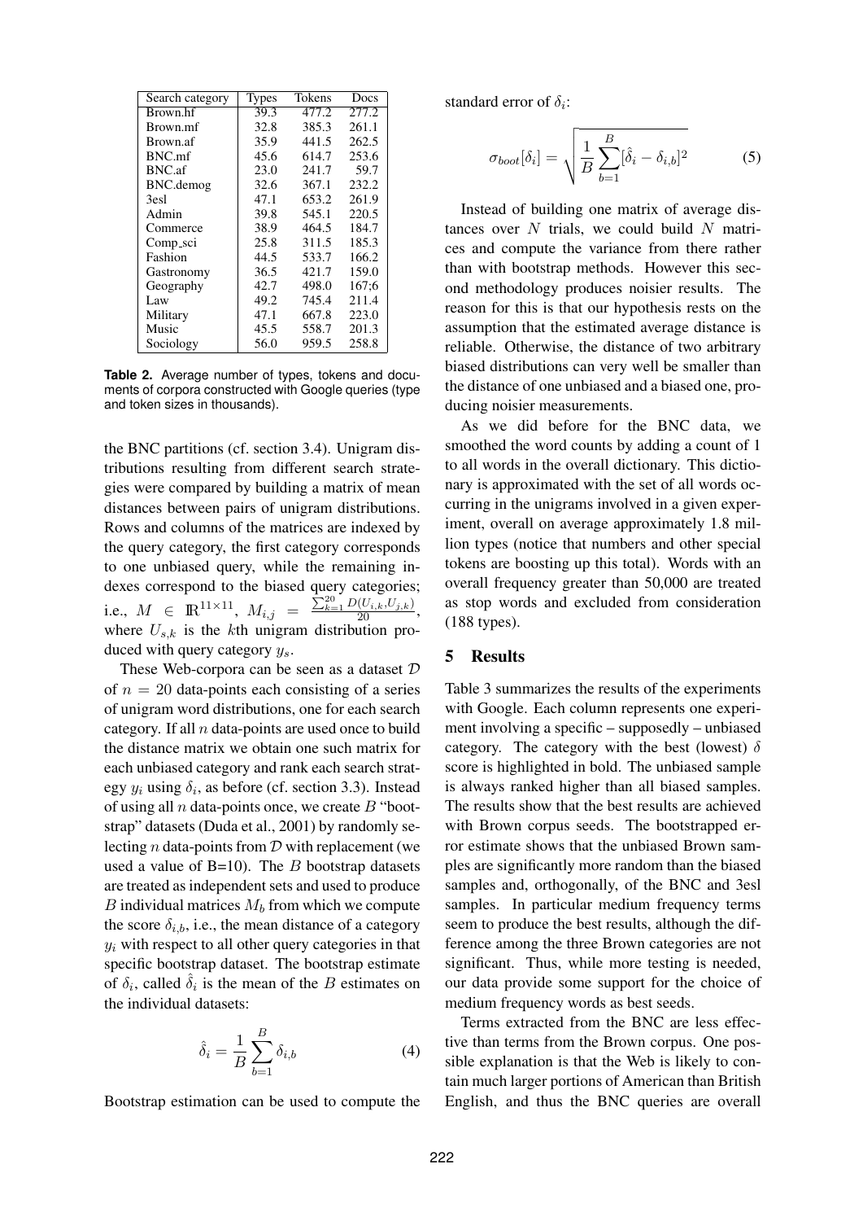| Search category | Types | Tokens | Docs |
|---|---|---|---|
| Brown.hf | 39.3 | 477.2 | 277.2 |
| Brown.mf | 32.8 | 385.3 | 261.1 |
| Brown.af | 35.9 | 441.5 | 262.5 |
| BNC.mf | 45.6 | 614.7 | 253.6 |
| BNC.af | 23.0 | 241.7 | 59.7 |
| BNC.demog | 32.6 | 367.1 | 232.2 |
| 3esl | 47.1 | 653.2 | 261.9 |
| Admin | 39.8 | 545.1 | 220.5 |
| Commerce | 38.9 | 464.5 | 184.7 |
| Comp_sci | 25.8 | 311.5 | 185.3 |
| Fashion | 44.5 | 533.7 | 166.2 |
| Gastronomy | 36.5 | 421.7 | 159.0 |
| Geography | 42.7 | 498.0 | 167;6 |
| Law | 49.2 | 745.4 | 211.4 |
| Military | 47.1 | 667.8 | 223.0 |
| Music | 45.5 | 558.7 | 201.3 |
| Sociology | 56.0 | 959.5 | 258.8 |

**Table 2.** Average number of types, tokens and documents of corpora constructed with Google queries (type and token sizes in thousands).

the BNC partitions (cf. section 3.4). Unigram distributions resulting from different search strategies were compared by building a matrix of mean distances between pairs of unigram distributions. Rows and columns of the matrices are indexed by the query category, the first category corresponds to one unbiased query, while the remaining indexes correspond to the biased query categories; i.e., $M \in \mathbb{R}^{11 \times 11}$, $M_{i,j} = \frac{\sum_{k=1}^{20} D(U_{i,k}, U_{j,k})}{20}$, where $U_{s,k}$ is the $k$th unigram distribution produced with query category $y_s$.

These Web-corpora can be seen as a dataset $\mathcal{D}$ of $n = 20$ data-points each consisting of a series of unigram word distributions, one for each search category. If all $n$ data-points are used once to build the distance matrix we obtain one such matrix for each unbiased category and rank each search strategy $y_i$ using $\delta_i$, as before (cf. section 3.3). Instead of using all $n$ data-points once, we create $B$ "bootstrap" datasets (Duda et al., 2001) by randomly selecting $n$ data-points from $\mathcal{D}$ with replacement (we used a value of B=10). The $B$ bootstrap datasets are treated as independent sets and used to produce $B$ individual matrices $M_b$ from which we compute the score $\delta_{i,b}$, i.e., the mean distance of a category $y_i$ with respect to all other query categories in that specific bootstrap dataset. The bootstrap estimate of $\delta_i$, called $\hat{\delta}_i$ is the mean of the $B$ estimates on the individual datasets:

$$\hat{\delta}_i = \frac{1}{B} \sum_{b=1}^{B} \delta_{i,b} \tag{4}$$

Bootstrap estimation can be used to compute the standard error of $\delta_i$:

$$\sigma_{boot}[\delta_i] = \sqrt{\frac{1}{B} \sum_{b=1}^{B} [\hat{\delta}_i - \delta_{i,b}]^2} \tag{5}$$

Instead of building one matrix of average distances over $N$ trials, we could build $N$ matrices and compute the variance from there rather than with bootstrap methods. However this second methodology produces noisier results. The reason for this is that our hypothesis rests on the assumption that the estimated average distance is reliable. Otherwise, the distance of two arbitrary biased distributions can very well be smaller than the distance of one unbiased and a biased one, producing noisier measurements.

As we did before for the BNC data, we smoothed the word counts by adding a count of 1 to all words in the overall dictionary. This dictionary is approximated with the set of all words occurring in the unigrams involved in a given experiment, overall on average approximately 1.8 million types (notice that numbers and other special tokens are boosting up this total). Words with an overall frequency greater than 50,000 are treated as stop words and excluded from consideration (188 types).

## 5 Results

Table 3 summarizes the results of the experiments with Google. Each column represents one experiment involving a specific – supposedly – unbiased category. The category with the best (lowest) $\delta$ score is highlighted in bold. The unbiased sample is always ranked higher than all biased samples. The results show that the best results are achieved with Brown corpus seeds. The bootstrapped error estimate shows that the unbiased Brown samples are significantly more random than the biased samples and, orthogonally, of the BNC and 3esl samples. In particular medium frequency terms seem to produce the best results, although the difference among the three Brown categories are not significant. Thus, while more testing is needed, our data provide some support for the choice of medium frequency words as best seeds.

Terms extracted from the BNC are less effective than terms from the Brown corpus. One possible explanation is that the Web is likely to contain much larger portions of American than British English, and thus the BNC queries are overall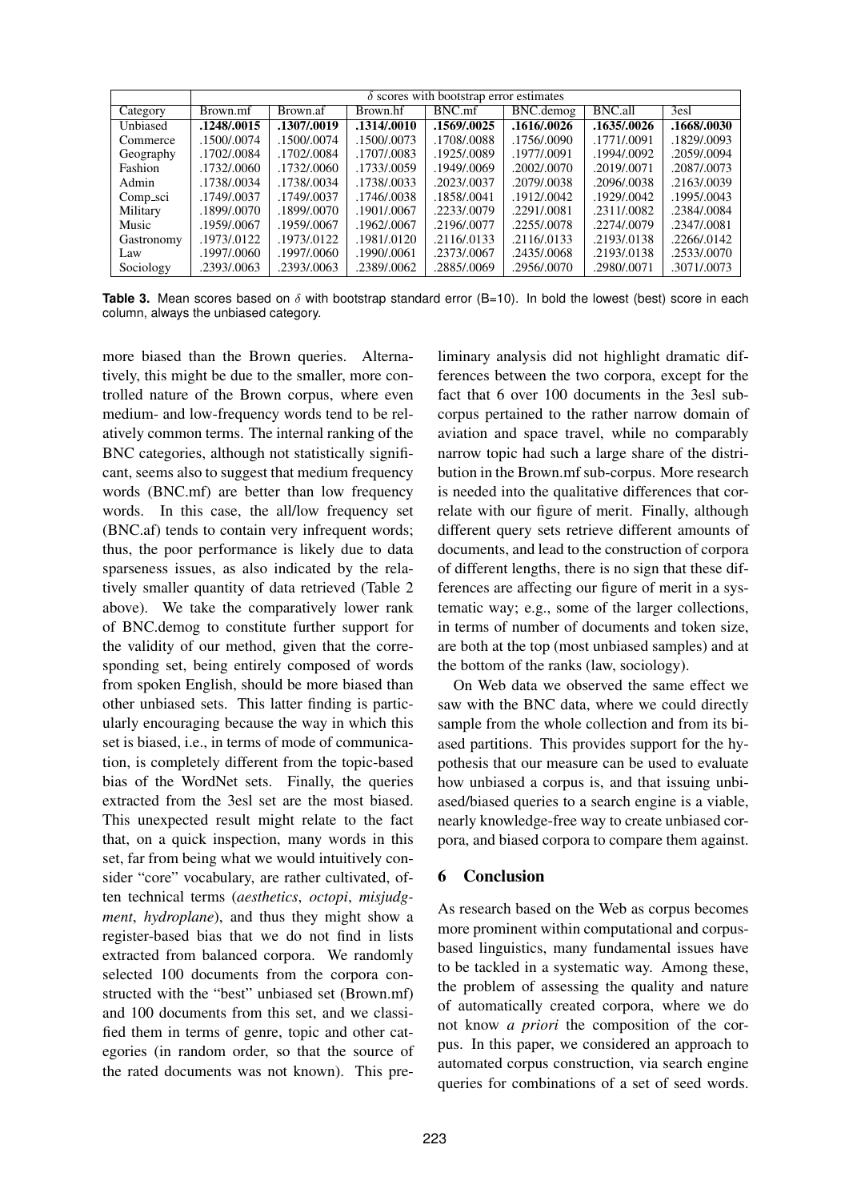| | δ scores with bootstrap error estimates | | | | | | |
|---|---|---|---|---|---|---|---|
| Category | Brown.mf | Brown.af | Brown.hf | BNC.mf | BNC.demog | BNC.all | 3esl |
| Unbiased | **.1248/.0015** | **.1307/.0019** | **.1314/.0010** | **.1569/.0025** | **.1616/.0026** | **.1635/.0026** | **.1668/.0030** |
| Commerce | .1500/.0074 | .1500/.0074 | .1500/.0073 | .1708/.0088 | .1756/.0090 | .1771/.0091 | .1829/.0093 |
| Geography | .1702/.0084 | .1702/.0084 | .1707/.0083 | .1925/.0089 | .1977/.0091 | .1994/.0092 | .2059/.0094 |
| Fashion | .1732/.0060 | .1732/.0060 | .1733/.0059 | .1949/.0069 | .2002/.0070 | .2019/.0071 | .2087/.0073 |
| Admin | .1738/.0034 | .1738/.0034 | .1738/.0033 | .2023/.0037 | .2079/.0038 | .2096/.0038 | .2163/.0039 |
| Comp_sci | .1749/.0037 | .1749/.0037 | .1746/.0038 | .1858/.0041 | .1912/.0042 | .1929/.0042 | .1995/.0043 |
| Military | .1899/.0070 | .1899/.0070 | .1901/.0067 | .2233/.0079 | .2291/.0081 | .2311/.0082 | .2384/.0084 |
| Music | .1959/.0067 | .1959/.0067 | .1962/.0067 | .2196/.0077 | .2255/.0078 | .2274/.0079 | .2347/.0081 |
| Gastronomy | .1973/.0122 | .1973/.0122 | .1981/.0120 | .2116/.0133 | .2116/.0133 | .2193/.0138 | .2266/.0142 |
| Law | .1997/.0060 | .1997/.0060 | .1990/.0061 | .2373/.0067 | .2435/.0068 | .2193/.0138 | .2533/.0070 |
| Sociology | .2393/.0063 | .2393/.0063 | .2389/.0062 | .2885/.0069 | .2956/.0070 | .2980/.0071 | .3071/.0073 |

**Table 3.** Mean scores based on $\delta$ with bootstrap standard error (B=10). In bold the lowest (best) score in each column, always the unbiased category.

more biased than the Brown queries. Alternatively, this might be due to the smaller, more controlled nature of the Brown corpus, where even medium- and low-frequency words tend to be relatively common terms. The internal ranking of the BNC categories, although not statistically significant, seems also to suggest that medium frequency words (BNC.mf) are better than low frequency words. In this case, the all/low frequency set (BNC.af) tends to contain very infrequent words; thus, the poor performance is likely due to data sparseness issues, as also indicated by the relatively smaller quantity of data retrieved (Table 2 above). We take the comparatively lower rank of BNC.demog to constitute further support for the validity of our method, given that the corresponding set, being entirely composed of words from spoken English, should be more biased than other unbiased sets. This latter finding is particularly encouraging because the way in which this set is biased, i.e., in terms of mode of communication, is completely different from the topic-based bias of the WordNet sets. Finally, the queries extracted from the 3esl set are the most biased. This unexpected result might relate to the fact that, on a quick inspection, many words in this set, far from being what we would intuitively consider "core" vocabulary, are rather cultivated, often technical terms (*aesthetics*, *octopi*, *misjudgment*, *hydroplane*), and thus they might show a register-based bias that we do not find in lists extracted from balanced corpora. We randomly selected 100 documents from the corpora constructed with the "best" unbiased set (Brown.mf) and 100 documents from this set, and we classified them in terms of genre, topic and other categories (in random order, so that the source of the rated documents was not known). This preliminary analysis did not highlight dramatic differences between the two corpora, except for the fact that 6 over 100 documents in the 3esl subcorpus pertained to the rather narrow domain of aviation and space travel, while no comparably narrow topic had such a large share of the distribution in the Brown.mf sub-corpus. More research is needed into the qualitative differences that correlate with our figure of merit. Finally, although different query sets retrieve different amounts of documents, and lead to the construction of corpora of different lengths, there is no sign that these differences are affecting our figure of merit in a systematic way; e.g., some of the larger collections, in terms of number of documents and token size, are both at the top (most unbiased samples) and at the bottom of the ranks (law, sociology).

On Web data we observed the same effect we saw with the BNC data, where we could directly sample from the whole collection and from its biased partitions. This provides support for the hypothesis that our measure can be used to evaluate how unbiased a corpus is, and that issuing unbiased/biased queries to a search engine is a viable, nearly knowledge-free way to create unbiased corpora, and biased corpora to compare them against.

## 6 Conclusion

As research based on the Web as corpus becomes more prominent within computational and corpus-based linguistics, many fundamental issues have to be tackled in a systematic way. Among these, the problem of assessing the quality and nature of automatically created corpora, where we do not know *a priori* the composition of the corpus. In this paper, we considered an approach to automated corpus construction, via search engine queries for combinations of a set of seed words.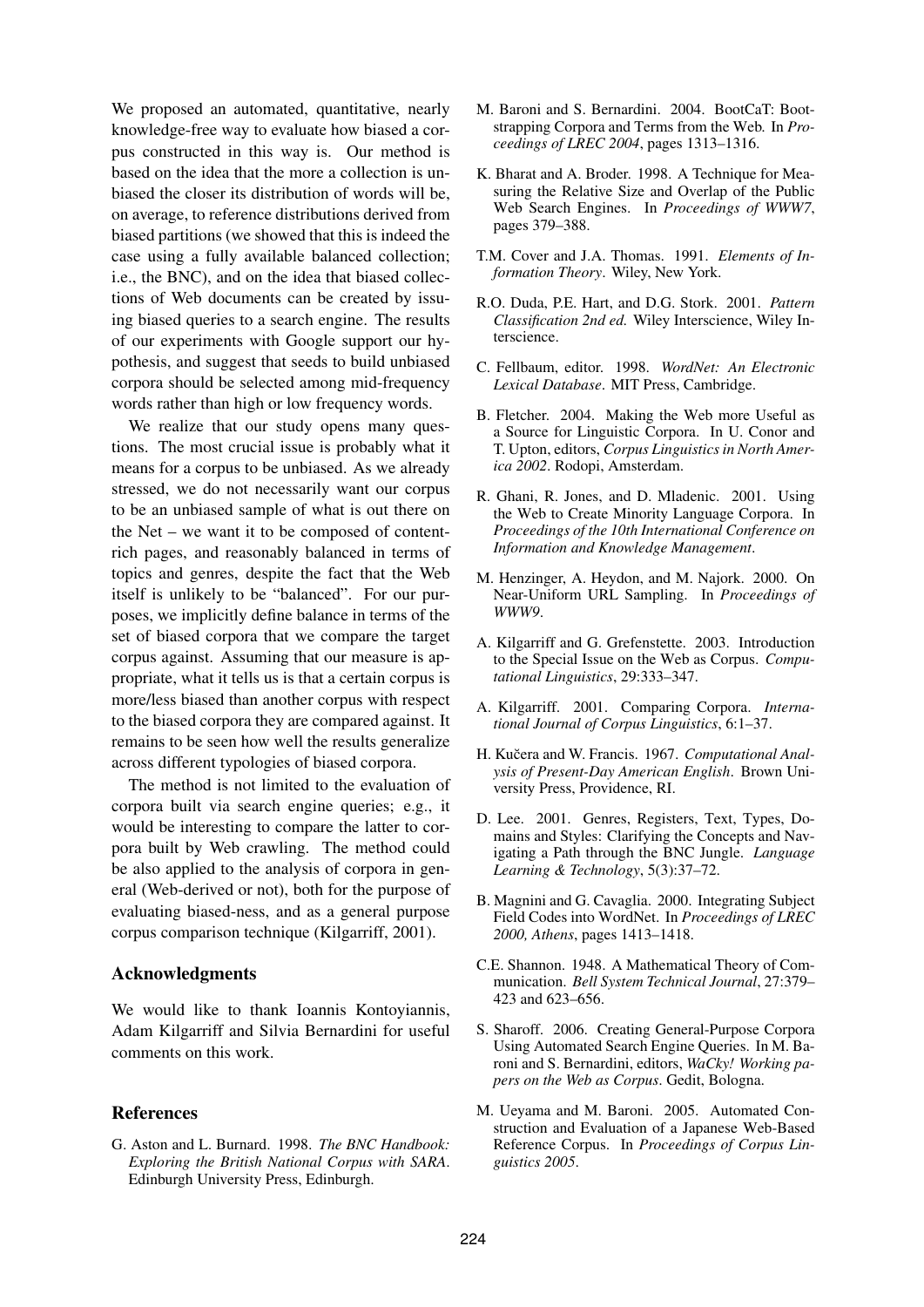We proposed an automated, quantitative, nearly knowledge-free way to evaluate how biased a corpus constructed in this way is. Our method is based on the idea that the more a collection is unbiased the closer its distribution of words will be, on average, to reference distributions derived from biased partitions (we showed that this is indeed the case using a fully available balanced collection; i.e., the BNC), and on the idea that biased collections of Web documents can be created by issuing biased queries to a search engine. The results of our experiments with Google support our hypothesis, and suggest that seeds to build unbiased corpora should be selected among mid-frequency words rather than high or low frequency words.

We realize that our study opens many questions. The most crucial issue is probably what it means for a corpus to be unbiased. As we already stressed, we do not necessarily want our corpus to be an unbiased sample of what is out there on the Net – we want it to be composed of content-rich pages, and reasonably balanced in terms of topics and genres, despite the fact that the Web itself is unlikely to be "balanced". For our purposes, we implicitly define balance in terms of the set of biased corpora that we compare the target corpus against. Assuming that our measure is appropriate, what it tells us is that a certain corpus is more/less biased than another corpus with respect to the biased corpora they are compared against. It remains to be seen how well the results generalize across different typologies of biased corpora.

The method is not limited to the evaluation of corpora built via search engine queries; e.g., it would be interesting to compare the latter to corpora built by Web crawling. The method could be also applied to the analysis of corpora in general (Web-derived or not), both for the purpose of evaluating biased-ness, and as a general purpose corpus comparison technique (Kilgarriff, 2001).

## Acknowledgments

We would like to thank Ioannis Kontoyiannis, Adam Kilgarriff and Silvia Bernardini for useful comments on this work.

## References

G. Aston and L. Burnard. 1998. *The BNC Handbook: Exploring the British National Corpus with SARA*. Edinburgh University Press, Edinburgh.

M. Baroni and S. Bernardini. 2004. BootCaT: Bootstrapping Corpora and Terms from the Web. In *Proceedings of LREC 2004*, pages 1313–1316.

K. Bharat and A. Broder. 1998. A Technique for Measuring the Relative Size and Overlap of the Public Web Search Engines. In *Proceedings of WWW7*, pages 379–388.

T.M. Cover and J.A. Thomas. 1991. *Elements of Information Theory*. Wiley, New York.

R.O. Duda, P.E. Hart, and D.G. Stork. 2001. *Pattern Classification 2nd ed.* Wiley Interscience, Wiley Interscience.

C. Fellbaum, editor. 1998. *WordNet: An Electronic Lexical Database*. MIT Press, Cambridge.

B. Fletcher. 2004. Making the Web more Useful as a Source for Linguistic Corpora. In U. Conor and T. Upton, editors, *Corpus Linguistics in North America 2002*. Rodopi, Amsterdam.

R. Ghani, R. Jones, and D. Mladenic. 2001. Using the Web to Create Minority Language Corpora. In *Proceedings of the 10th International Conference on Information and Knowledge Management*.

M. Henzinger, A. Heydon, and M. Najork. 2000. On Near-Uniform URL Sampling. In *Proceedings of WWW9*.

A. Kilgarriff and G. Grefenstette. 2003. Introduction to the Special Issue on the Web as Corpus. *Computational Linguistics*, 29:333–347.

A. Kilgarriff. 2001. Comparing Corpora. *International Journal of Corpus Linguistics*, 6:1–37.

H. Kučera and W. Francis. 1967. *Computational Analysis of Present-Day American English*. Brown University Press, Providence, RI.

D. Lee. 2001. Genres, Registers, Text, Types, Domains and Styles: Clarifying the Concepts and Navigating a Path through the BNC Jungle. *Language Learning & Technology*, 5(3):37–72.

B. Magnini and G. Cavaglia. 2000. Integrating Subject Field Codes into WordNet. In *Proceedings of LREC 2000, Athens*, pages 1413–1418.

C.E. Shannon. 1948. A Mathematical Theory of Communication. *Bell System Technical Journal*, 27:379–423 and 623–656.

S. Sharoff. 2006. Creating General-Purpose Corpora Using Automated Search Engine Queries. In M. Baroni and S. Bernardini, editors, *WaCky! Working papers on the Web as Corpus*. Gedit, Bologna.

M. Ueyama and M. Baroni. 2005. Automated Construction and Evaluation of a Japanese Web-Based Reference Corpus. In *Proceedings of Corpus Linguistics 2005*.